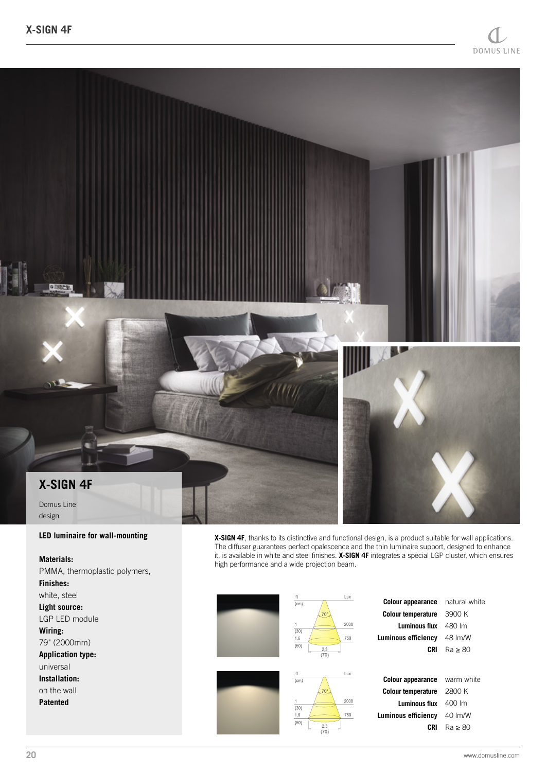# X-SIGN 4F

Domus Line
design

**LED luminaire for wall-mounting**

**Materials:**
PMMA, thermoplastic polymers,

**Finishes:**
white, steel

**Light source:**
LGP LED module

**Wiring:**
79" (2000mm)

**Application type:**
universal

**Installation:**
on the wall

**Patented**

**X-SIGN 4F**, thanks to its distinctive and functional design, is a product suitable for wall applications. The diffuser guarantees perfect opalescence and the thin luminaire support, designed to enhance it, is available in white and steel finishes. **X-SIGN 4F** integrates a special LGP cluster, which ensures high performance and a wide projection beam.

| ft (cm) | Lux |
|---|---|
| 1 (30) | 2000 |
| 1,6 (50) | 750 |

70° — 2,3 (70)

| | |
|---|---|
| **Colour appearance** | natural white |
| **Colour temperature** | 3900 K |
| **Luminous flux** | 480 lm |
| **Luminous efficiency** | 48 lm/W |
| **CRI** | Ra ≥ 80 |

| ft (cm) | Lux |
|---|---|
| 1 (30) | 2000 |
| 1,6 (50) | 750 |

70° — 2,3 (70)

| | |
|---|---|
| **Colour appearance** | warm white |
| **Colour temperature** | 2800 K |
| **Luminous flux** | 400 lm |
| **Luminous efficiency** | 40 lm/W |
| **CRI** | Ra ≥ 80 |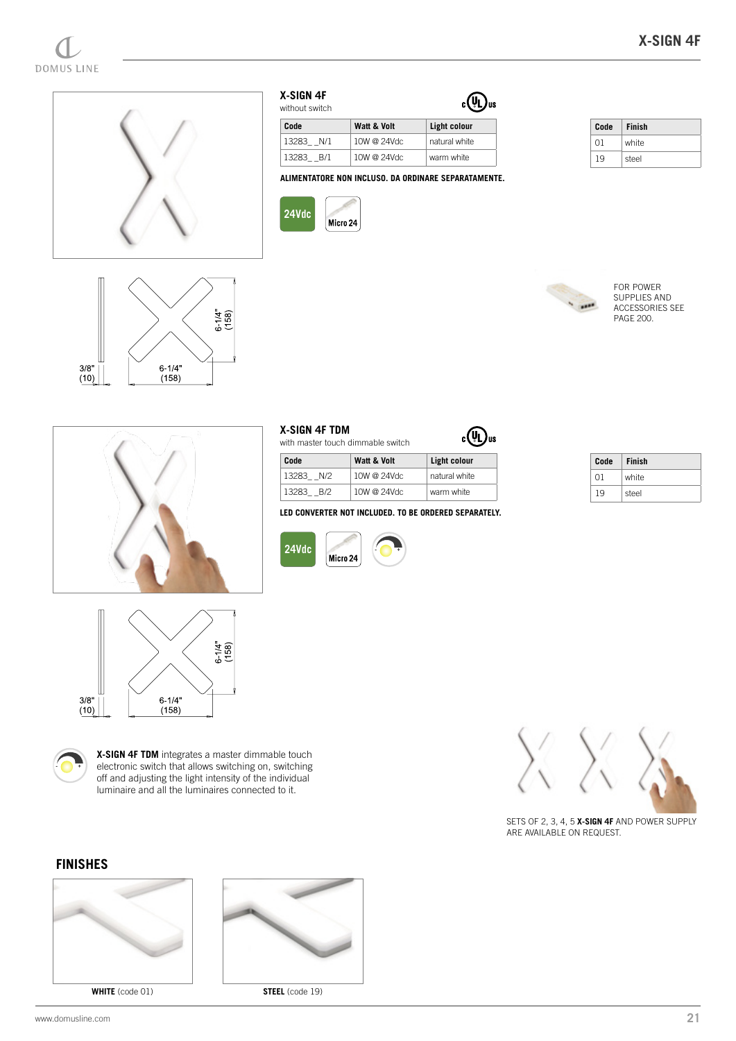# X-SIGN 4F

## X-SIGN 4F

without switch

| Code | Watt & Volt | Light colour |
|---|---|---|
| 13283_ _N/1 | 10W @ 24Vdc | natural white |
| 13283_ _B/1 | 10W @ 24Vdc | warm white |

**ALIMENTATORE NON INCLUSO. DA ORDINARE SEPARATAMENTE.**

24Vdc

Micro 24

| Code | Finish |
|---|---|
| 01 | white |
| 19 | steel |

3/8" (10)

6-1/4" (158)

6-1/4" (158)

FOR POWER SUPPLIES AND ACCESSORIES SEE PAGE 200.

## X-SIGN 4F TDM

with master touch dimmable switch

| Code | Watt & Volt | Light colour |
|---|---|---|
| 13283_ _N/2 | 10W @ 24Vdc | natural white |
| 13283_ _B/2 | 10W @ 24Vdc | warm white |

**LED CONVERTER NOT INCLUDED. TO BE ORDERED SEPARATELY.**

24Vdc

Micro 24

| Code | Finish |
|---|---|
| 01 | white |
| 19 | steel |

3/8" (10)

6-1/4" (158)

6-1/4" (158)

**X-SIGN 4F TDM** integrates a master dimmable touch electronic switch that allows switching on, switching off and adjusting the light intensity of the individual luminaire and all the luminaires connected to it.

SETS OF 2, 3, 4, 5 **X-SIGN 4F** AND POWER SUPPLY ARE AVAILABLE ON REQUEST.

## FINISHES

**WHITE** (code 01)

**STEEL** (code 19)